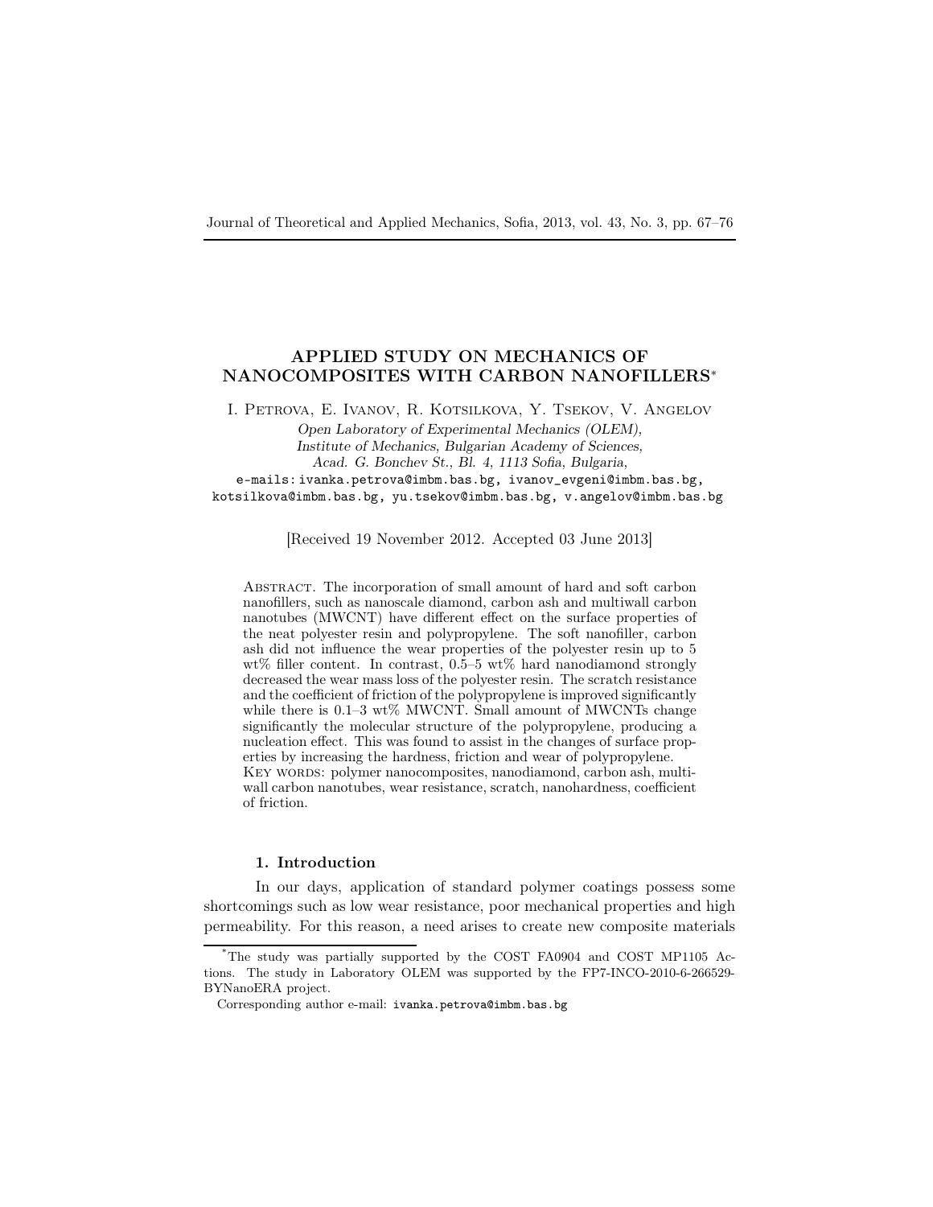# APPLIED STUDY ON MECHANICS OF NANOCOMPOSITES WITH CARBON NANOFILLERS*

I. Petrova, E. Ivanov, R. Kotsilkova, Y. Tsekov, V. Angelov

*Open Laboratory of Experimental Mechanics (OLEM), Institute of Mechanics, Bulgarian Academy of Sciences, Acad. G. Bonchev St., Bl. 4, 1113 Sofia, Bulgaria,*

e-mails: ivanka.petrova@imbm.bas.bg, ivanov_evgeni@imbm.bas.bg, kotsilkova@imbm.bas.bg, yu.tsekov@imbm.bas.bg, v.angelov@imbm.bas.bg

[Received 19 November 2012. Accepted 03 June 2013]

Abstract. The incorporation of small amount of hard and soft carbon nanofillers, such as nanoscale diamond, carbon ash and multiwall carbon nanotubes (MWCNT) have different effect on the surface properties of the neat polyester resin and polypropylene. The soft nanofiller, carbon ash did not influence the wear properties of the polyester resin up to 5 wt% filler content. In contrast, 0.5–5 wt% hard nanodiamond strongly decreased the wear mass loss of the polyester resin. The scratch resistance and the coefficient of friction of the polypropylene is improved significantly while there is 0.1–3 wt% MWCNT. Small amount of MWCNTs change significantly the molecular structure of the polypropylene, producing a nucleation effect. This was found to assist in the changes of surface properties by increasing the hardness, friction and wear of polypropylene.

Key words: polymer nanocomposites, nanodiamond, carbon ash, multiwall carbon nanotubes, wear resistance, scratch, nanohardness, coefficient of friction.

## 1. Introduction

In our days, application of standard polymer coatings possess some shortcomings such as low wear resistance, poor mechanical properties and high permeability. For this reason, a need arises to create new composite materials

---

*The study was partially supported by the COST FA0904 and COST MP1105 Actions. The study in Laboratory OLEM was supported by the FP7-INCO-2010-6-266529-BYNanoERA project.

Corresponding author e-mail: ivanka.petrova@imbm.bas.bg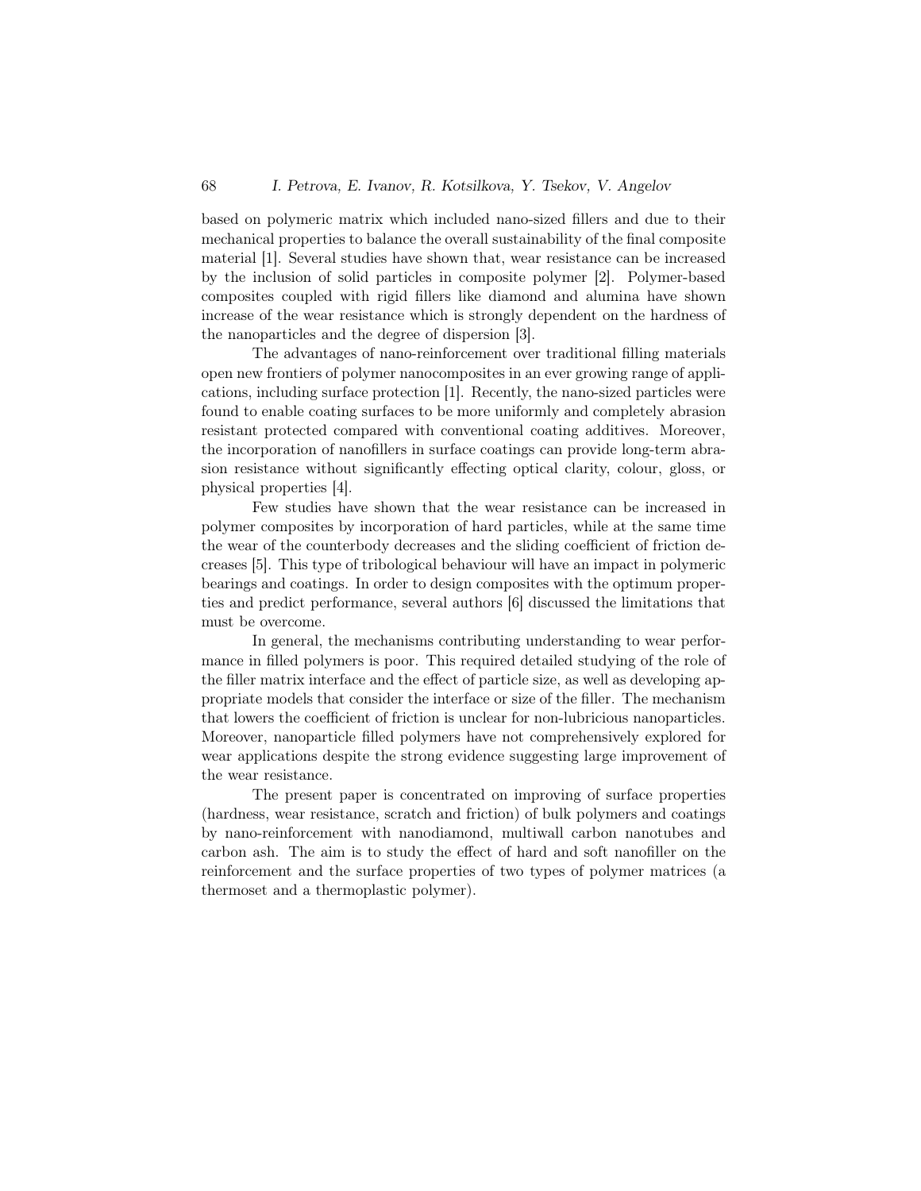based on polymeric matrix which included nano-sized fillers and due to their mechanical properties to balance the overall sustainability of the final composite material [1]. Several studies have shown that, wear resistance can be increased by the inclusion of solid particles in composite polymer [2]. Polymer-based composites coupled with rigid fillers like diamond and alumina have shown increase of the wear resistance which is strongly dependent on the hardness of the nanoparticles and the degree of dispersion [3].

The advantages of nano-reinforcement over traditional filling materials open new frontiers of polymer nanocomposites in an ever growing range of applications, including surface protection [1]. Recently, the nano-sized particles were found to enable coating surfaces to be more uniformly and completely abrasion resistant protected compared with conventional coating additives. Moreover, the incorporation of nanofillers in surface coatings can provide long-term abrasion resistance without significantly effecting optical clarity, colour, gloss, or physical properties [4].

Few studies have shown that the wear resistance can be increased in polymer composites by incorporation of hard particles, while at the same time the wear of the counterbody decreases and the sliding coefficient of friction decreases [5]. This type of tribological behaviour will have an impact in polymeric bearings and coatings. In order to design composites with the optimum properties and predict performance, several authors [6] discussed the limitations that must be overcome.

In general, the mechanisms contributing understanding to wear performance in filled polymers is poor. This required detailed studying of the role of the filler matrix interface and the effect of particle size, as well as developing appropriate models that consider the interface or size of the filler. The mechanism that lowers the coefficient of friction is unclear for non-lubricious nanoparticles. Moreover, nanoparticle filled polymers have not comprehensively explored for wear applications despite the strong evidence suggesting large improvement of the wear resistance.

The present paper is concentrated on improving of surface properties (hardness, wear resistance, scratch and friction) of bulk polymers and coatings by nano-reinforcement with nanodiamond, multiwall carbon nanotubes and carbon ash. The aim is to study the effect of hard and soft nanofiller on the reinforcement and the surface properties of two types of polymer matrices (a thermoset and a thermoplastic polymer).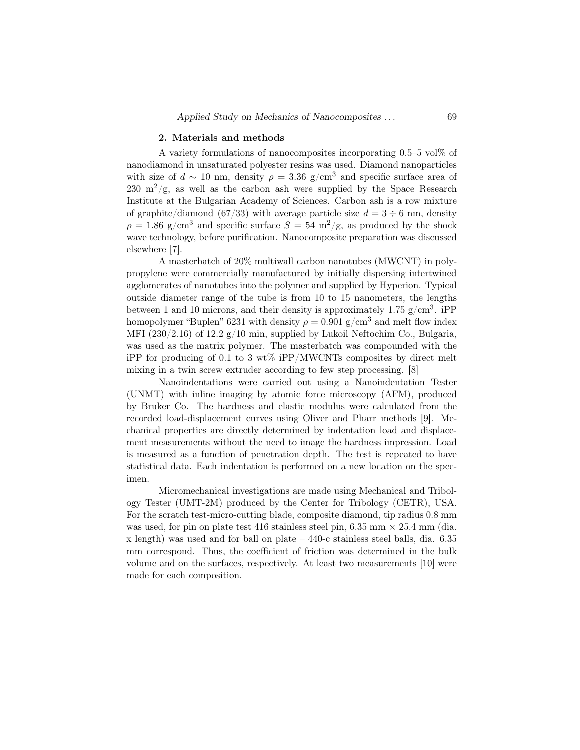## 2. Materials and methods

A variety formulations of nanocomposites incorporating 0.5–5 vol% of nanodiamond in unsaturated polyester resins was used. Diamond nanoparticles with size of $d \sim 10$ nm, density $\rho = 3.36$ g/cm$^3$ and specific surface area of 230 m$^2$/g, as well as the carbon ash were supplied by the Space Research Institute at the Bulgarian Academy of Sciences. Carbon ash is a row mixture of graphite/diamond (67/33) with average particle size $d = 3 \div 6$ nm, density $\rho = 1.86$ g/cm$^3$ and specific surface $S = 54$ m$^2$/g, as produced by the shock wave technology, before purification. Nanocomposite preparation was discussed elsewhere [7].

A masterbatch of 20% multiwall carbon nanotubes (MWCNT) in polypropylene were commercially manufactured by initially dispersing intertwined agglomerates of nanotubes into the polymer and supplied by Hyperion. Typical outside diameter range of the tube is from 10 to 15 nanometers, the lengths between 1 and 10 microns, and their density is approximately 1.75 g/cm$^3$. iPP homopolymer "Buplen" 6231 with density $\rho = 0.901$ g/cm$^3$ and melt flow index MFI (230/2.16) of 12.2 g/10 min, supplied by Lukoil Neftochim Co., Bulgaria, was used as the matrix polymer. The masterbatch was compounded with the iPP for producing of 0.1 to 3 wt% iPP/MWCNTs composites by direct melt mixing in a twin screw extruder according to few step processing. [8]

Nanoindentations were carried out using a Nanoindentation Tester (UNMT) with inline imaging by atomic force microscopy (AFM), produced by Bruker Co. The hardness and elastic modulus were calculated from the recorded load-displacement curves using Oliver and Pharr methods [9]. Mechanical properties are directly determined by indentation load and displacement measurements without the need to image the hardness impression. Load is measured as a function of penetration depth. The test is repeated to have statistical data. Each indentation is performed on a new location on the specimen.

Micromechanical investigations are made using Mechanical and Tribology Tester (UMT-2M) produced by the Center for Tribology (CETR), USA. For the scratch test-micro-cutting blade, composite diamond, tip radius 0.8 mm was used, for pin on plate test 416 stainless steel pin, 6.35 mm × 25.4 mm (dia. x length) was used and for ball on plate – 440-c stainless steel balls, dia. 6.35 mm correspond. Thus, the coefficient of friction was determined in the bulk volume and on the surfaces, respectively. At least two measurements [10] were made for each composition.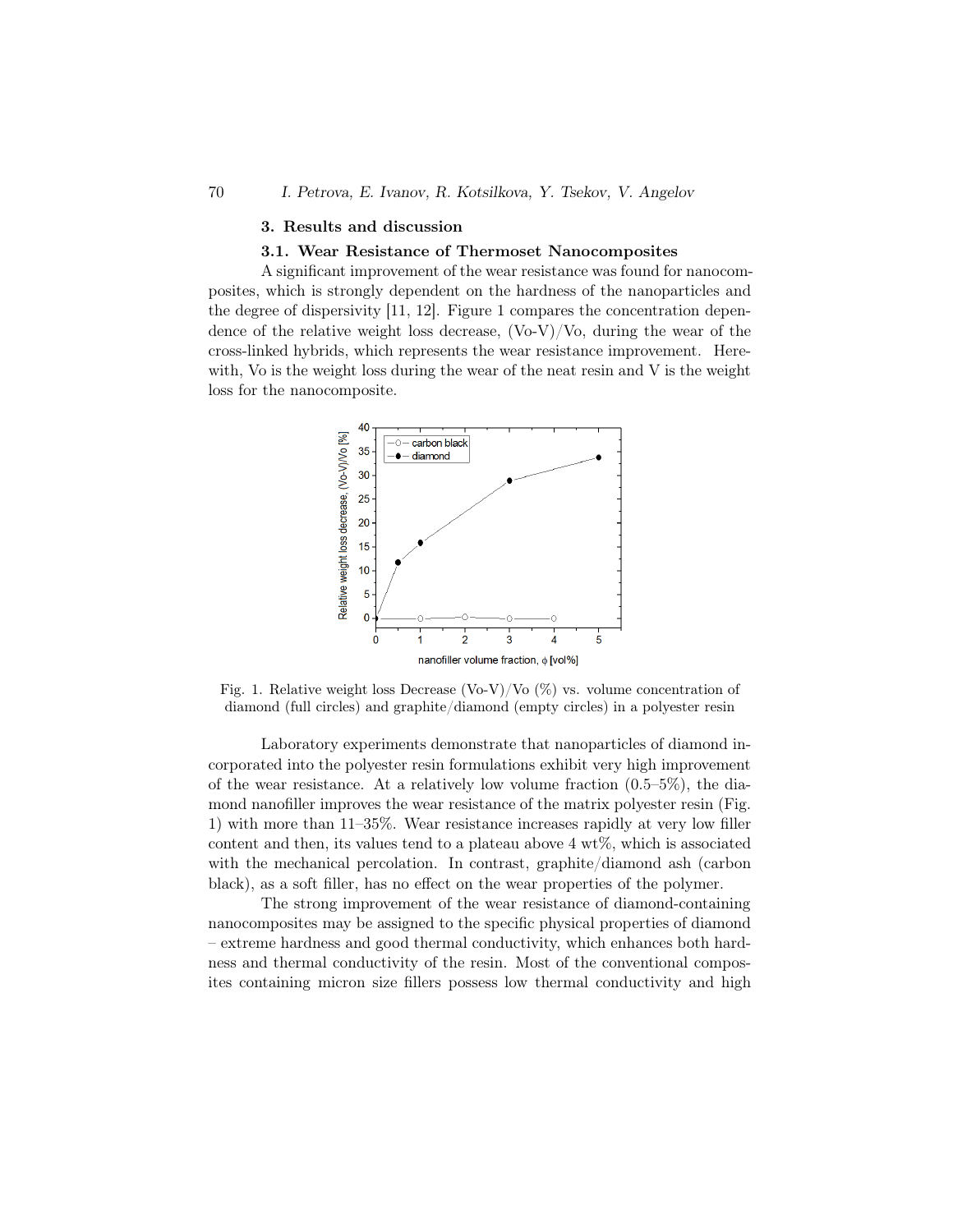## 3. Results and discussion

### 3.1. Wear Resistance of Thermoset Nanocomposites

A significant improvement of the wear resistance was found for nanocomposites, which is strongly dependent on the hardness of the nanoparticles and the degree of dispersivity [11, 12]. Figure 1 compares the concentration dependence of the relative weight loss decrease, (Vo-V)/Vo, during the wear of the cross-linked hybrids, which represents the wear resistance improvement. Herewith, Vo is the weight loss during the wear of the neat resin and V is the weight loss for the nanocomposite.

Fig. 1. Relative weight loss Decrease (Vo-V)/Vo (%) vs. volume concentration of diamond (full circles) and graphite/diamond (empty circles) in a polyester resin

Laboratory experiments demonstrate that nanoparticles of diamond incorporated into the polyester resin formulations exhibit very high improvement of the wear resistance. At a relatively low volume fraction (0.5–5%), the diamond nanofiller improves the wear resistance of the matrix polyester resin (Fig. 1) with more than 11–35%. Wear resistance increases rapidly at very low filler content and then, its values tend to a plateau above 4 wt%, which is associated with the mechanical percolation. In contrast, graphite/diamond ash (carbon black), as a soft filler, has no effect on the wear properties of the polymer.

The strong improvement of the wear resistance of diamond-containing nanocomposites may be assigned to the specific physical properties of diamond – extreme hardness and good thermal conductivity, which enhances both hardness and thermal conductivity of the resin. Most of the conventional composites containing micron size fillers possess low thermal conductivity and high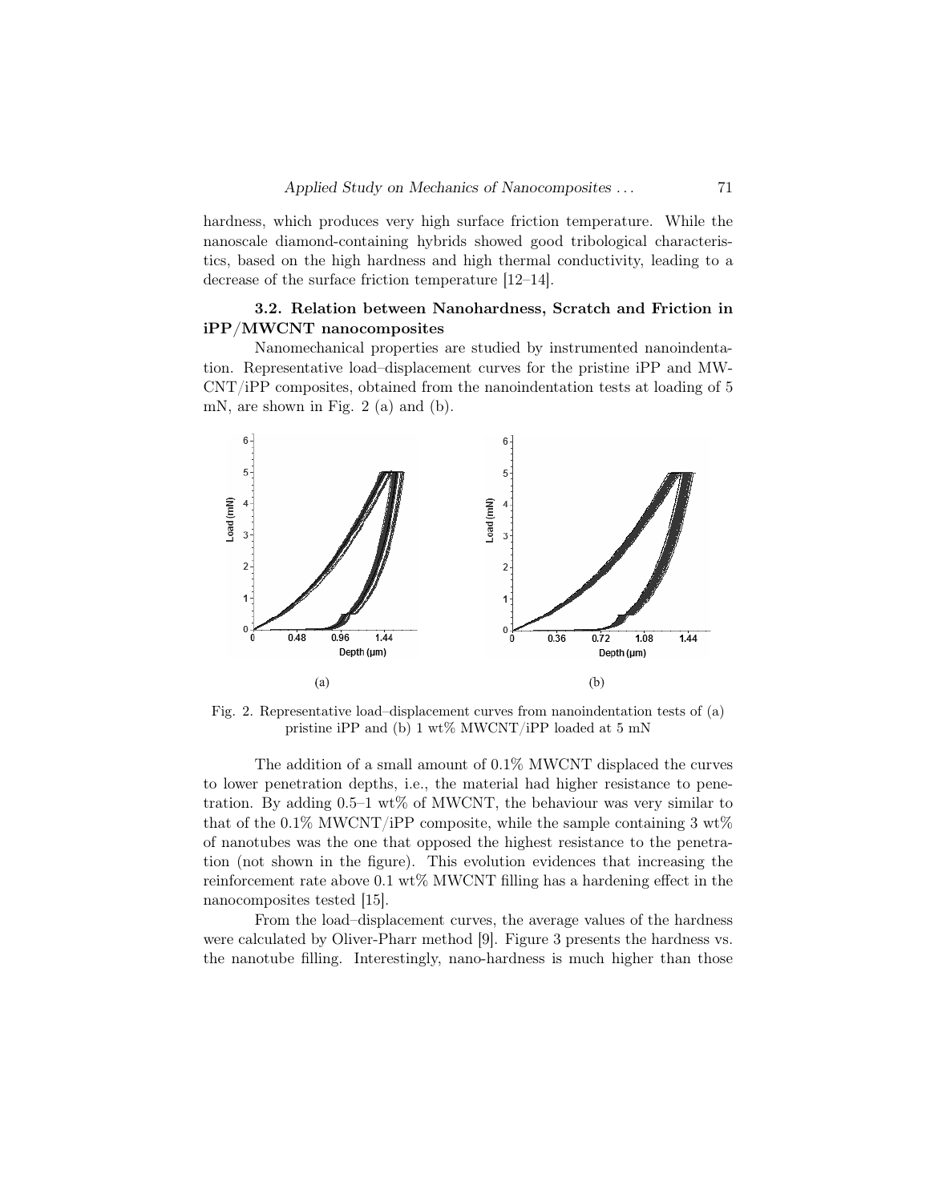hardness, which produces very high surface friction temperature. While the nanoscale diamond-containing hybrids showed good tribological characteristics, based on the high hardness and high thermal conductivity, leading to a decrease of the surface friction temperature [12–14].

### 3.2. Relation between Nanohardness, Scratch and Friction in iPP/MWCNT nanocomposites

Nanomechanical properties are studied by instrumented nanoindentation. Representative load–displacement curves for the pristine iPP and MWCNT/iPP composites, obtained from the nanoindentation tests at loading of 5 mN, are shown in Fig. 2 (a) and (b).

Fig. 2. Representative load–displacement curves from nanoindentation tests of (a) pristine iPP and (b) 1 wt% MWCNT/iPP loaded at 5 mN

The addition of a small amount of 0.1% MWCNT displaced the curves to lower penetration depths, i.e., the material had higher resistance to penetration. By adding 0.5–1 wt% of MWCNT, the behaviour was very similar to that of the 0.1% MWCNT/iPP composite, while the sample containing 3 wt% of nanotubes was the one that opposed the highest resistance to the penetration (not shown in the figure). This evolution evidences that increasing the reinforcement rate above 0.1 wt% MWCNT filling has a hardening effect in the nanocomposites tested [15].

From the load–displacement curves, the average values of the hardness were calculated by Oliver-Pharr method [9]. Figure 3 presents the hardness vs. the nanotube filling. Interestingly, nano-hardness is much higher than those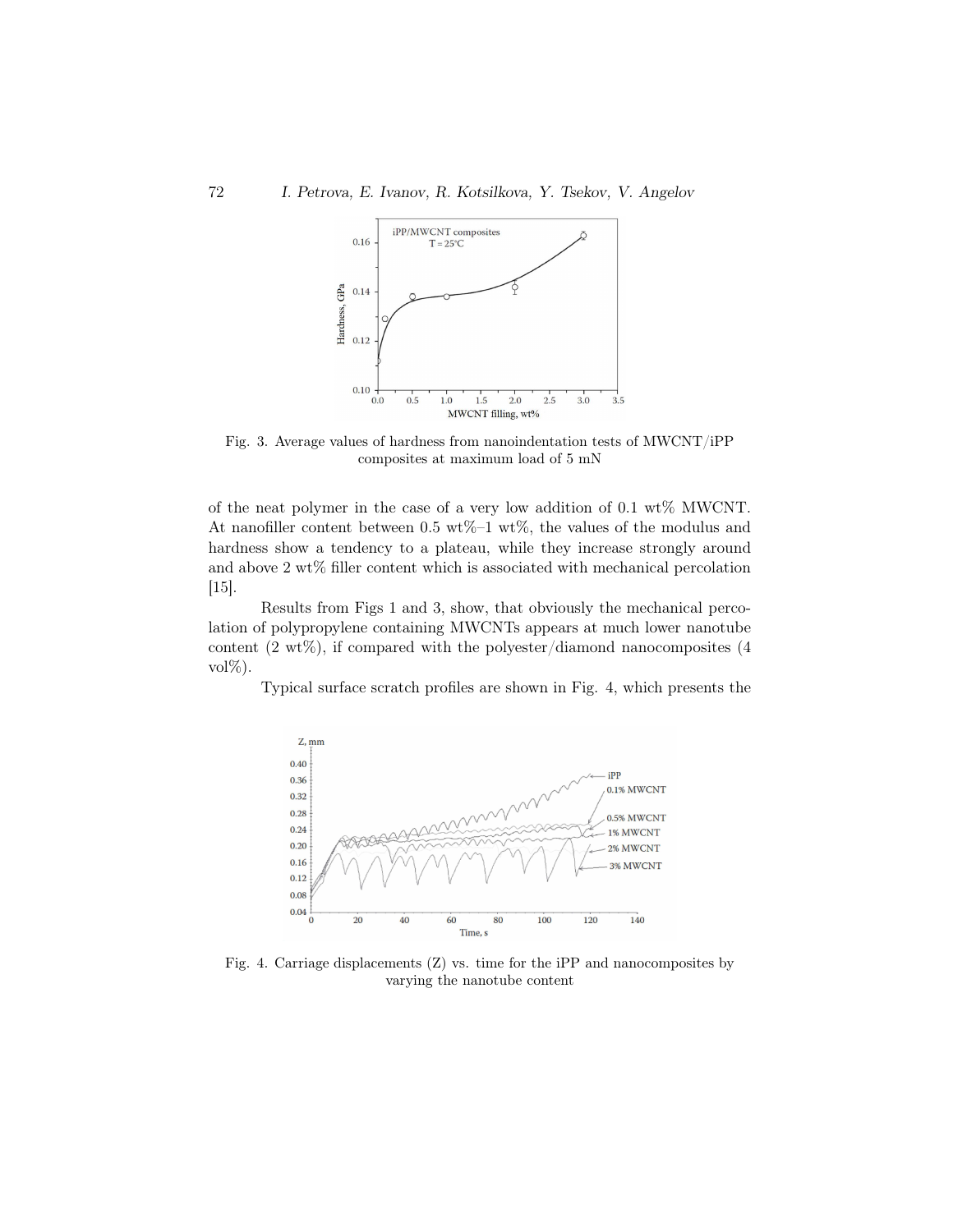Fig. 3. Average values of hardness from nanoindentation tests of MWCNT/iPP composites at maximum load of 5 mN

of the neat polymer in the case of a very low addition of 0.1 wt% MWCNT. At nanofiller content between 0.5 wt%–1 wt%, the values of the modulus and hardness show a tendency to a plateau, while they increase strongly around and above 2 wt% filler content which is associated with mechanical percolation [15].

Results from Figs 1 and 3, show, that obviously the mechanical percolation of polypropylene containing MWCNTs appears at much lower nanotube content (2 wt%), if compared with the polyester/diamond nanocomposites (4 vol%).

Typical surface scratch profiles are shown in Fig. 4, which presents the

Fig. 4. Carriage displacements (Z) vs. time for the iPP and nanocomposites by varying the nanotube content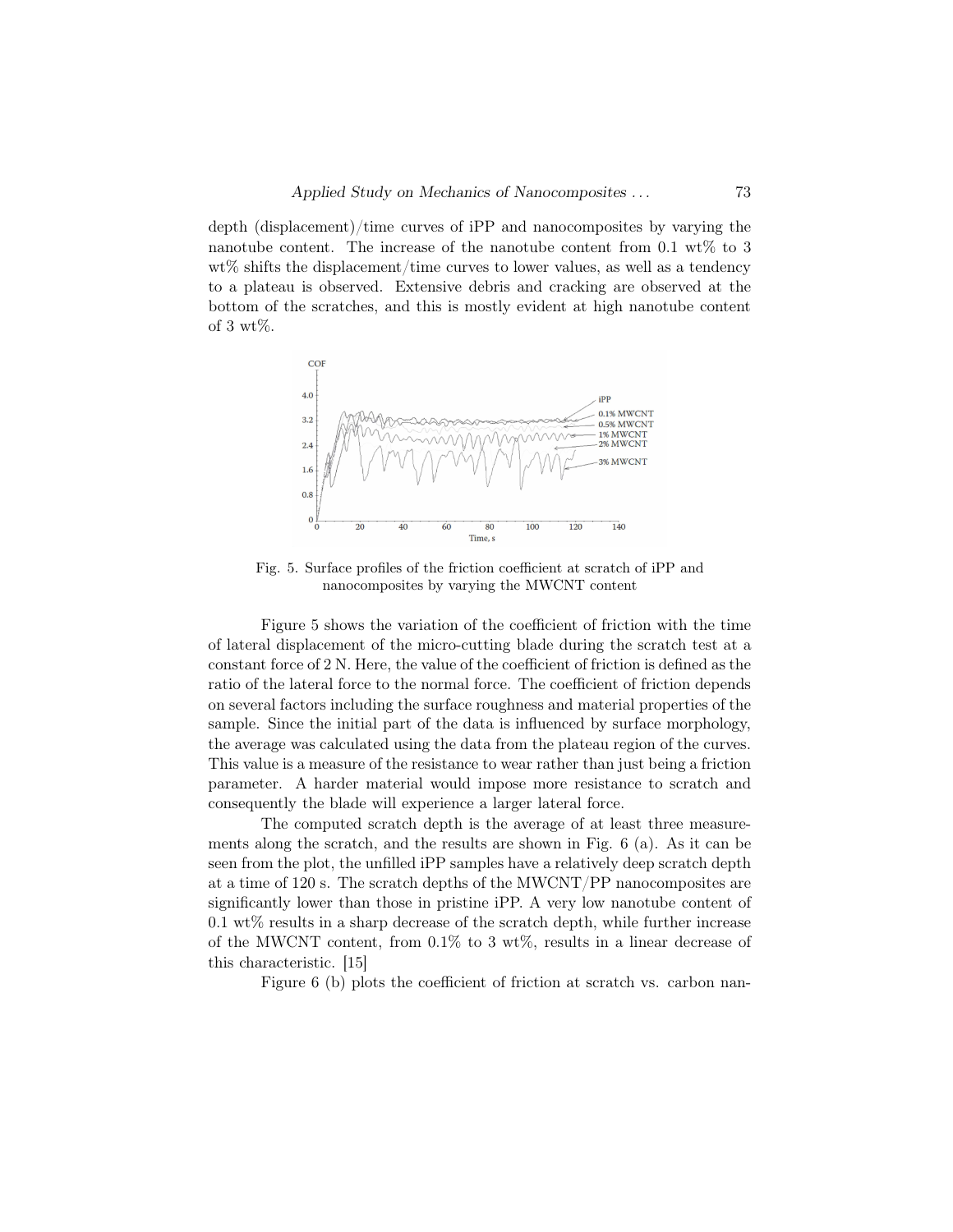depth (displacement)/time curves of iPP and nanocomposites by varying the nanotube content. The increase of the nanotube content from 0.1 wt% to 3 wt% shifts the displacement/time curves to lower values, as well as a tendency to a plateau is observed. Extensive debris and cracking are observed at the bottom of the scratches, and this is mostly evident at high nanotube content of 3 wt%.

Fig. 5. Surface profiles of the friction coefficient at scratch of iPP and nanocomposites by varying the MWCNT content

Figure 5 shows the variation of the coefficient of friction with the time of lateral displacement of the micro-cutting blade during the scratch test at a constant force of 2 N. Here, the value of the coefficient of friction is defined as the ratio of the lateral force to the normal force. The coefficient of friction depends on several factors including the surface roughness and material properties of the sample. Since the initial part of the data is influenced by surface morphology, the average was calculated using the data from the plateau region of the curves. This value is a measure of the resistance to wear rather than just being a friction parameter. A harder material would impose more resistance to scratch and consequently the blade will experience a larger lateral force.

The computed scratch depth is the average of at least three measurements along the scratch, and the results are shown in Fig. 6 (a). As it can be seen from the plot, the unfilled iPP samples have a relatively deep scratch depth at a time of 120 s. The scratch depths of the MWCNT/PP nanocomposites are significantly lower than those in pristine iPP. A very low nanotube content of 0.1 wt% results in a sharp decrease of the scratch depth, while further increase of the MWCNT content, from 0.1% to 3 wt%, results in a linear decrease of this characteristic. [15]

Figure 6 (b) plots the coefficient of friction at scratch vs. carbon nan-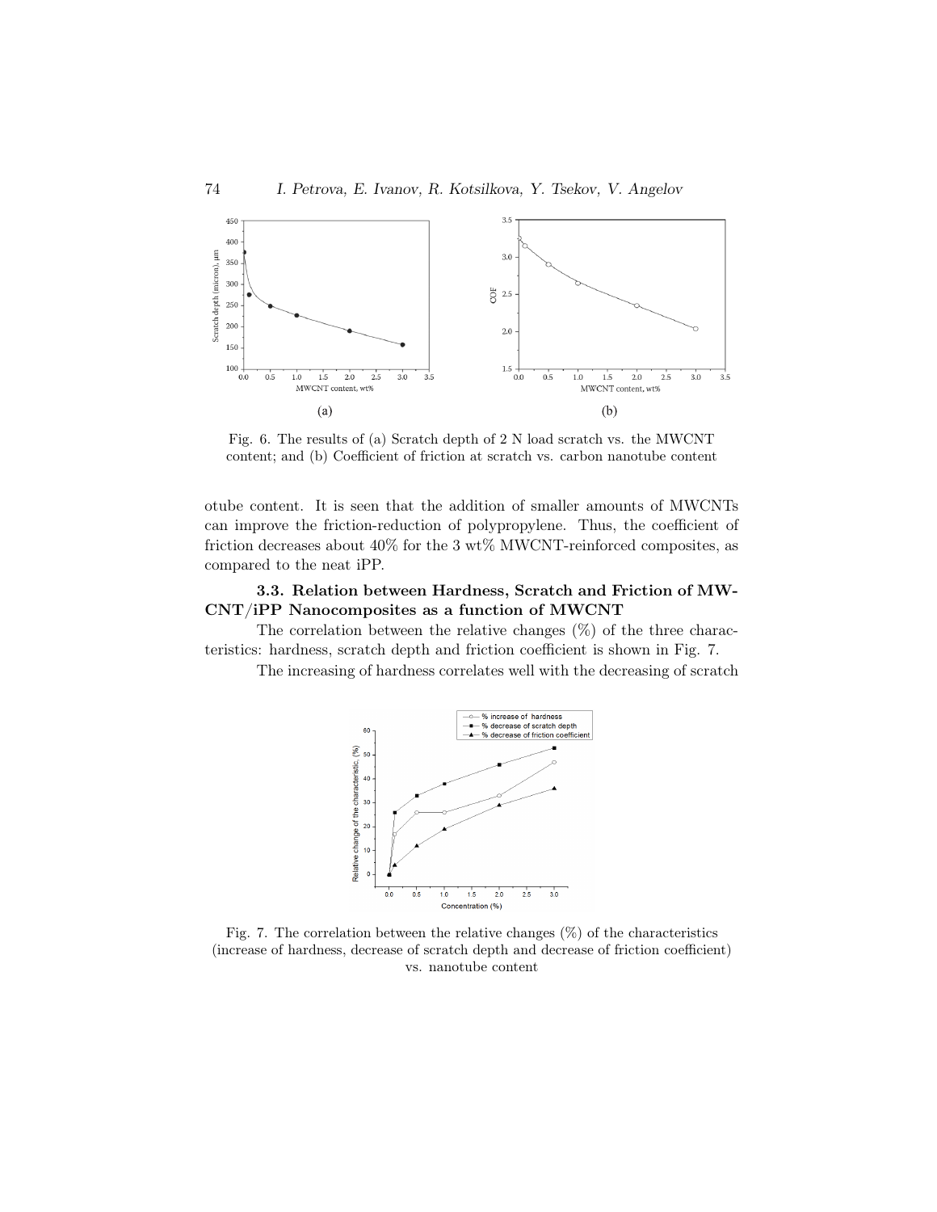Fig. 6. The results of (a) Scratch depth of 2 N load scratch vs. the MWCNT content; and (b) Coefficient of friction at scratch vs. carbon nanotube content

otube content. It is seen that the addition of smaller amounts of MWCNTs can improve the friction-reduction of polypropylene. Thus, the coefficient of friction decreases about 40% for the 3 wt% MWCNT-reinforced composites, as compared to the neat iPP.

### 3.3. Relation between Hardness, Scratch and Friction of MWCNT/iPP Nanocomposites as a function of MWCNT

The correlation between the relative changes (%) of the three characteristics: hardness, scratch depth and friction coefficient is shown in Fig. 7.

The increasing of hardness correlates well with the decreasing of scratch

Fig. 7. The correlation between the relative changes (%) of the characteristics (increase of hardness, decrease of scratch depth and decrease of friction coefficient) vs. nanotube content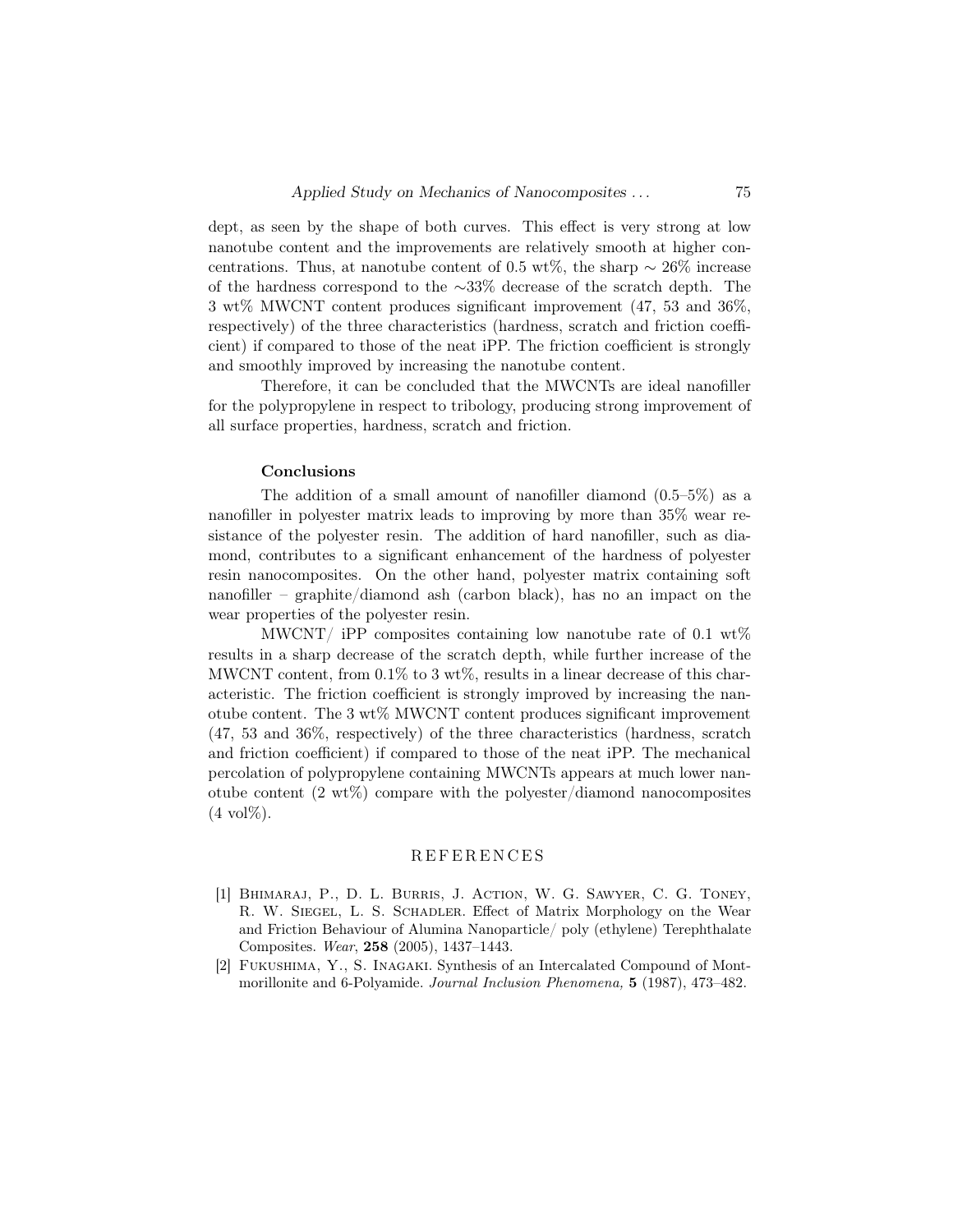dept, as seen by the shape of both curves. This effect is very strong at low nanotube content and the improvements are relatively smooth at higher concentrations. Thus, at nanotube content of 0.5 wt%, the sharp $\sim$ 26% increase of the hardness correspond to the $\sim$33% decrease of the scratch depth. The 3 wt% MWCNT content produces significant improvement (47, 53 and 36%, respectively) of the three characteristics (hardness, scratch and friction coefficient) if compared to those of the neat iPP. The friction coefficient is strongly and smoothly improved by increasing the nanotube content.

Therefore, it can be concluded that the MWCNTs are ideal nanofiller for the polypropylene in respect to tribology, producing strong improvement of all surface properties, hardness, scratch and friction.

### Conclusions

The addition of a small amount of nanofiller diamond (0.5–5%) as a nanofiller in polyester matrix leads to improving by more than 35% wear resistance of the polyester resin. The addition of hard nanofiller, such as diamond, contributes to a significant enhancement of the hardness of polyester resin nanocomposites. On the other hand, polyester matrix containing soft nanofiller – graphite/diamond ash (carbon black), has no an impact on the wear properties of the polyester resin.

MWCNT/ iPP composites containing low nanotube rate of 0.1 wt% results in a sharp decrease of the scratch depth, while further increase of the MWCNT content, from 0.1% to 3 wt%, results in a linear decrease of this characteristic. The friction coefficient is strongly improved by increasing the nanotube content. The 3 wt% MWCNT content produces significant improvement (47, 53 and 36%, respectively) of the three characteristics (hardness, scratch and friction coefficient) if compared to those of the neat iPP. The mechanical percolation of polypropylene containing MWCNTs appears at much lower nanotube content (2 wt%) compare with the polyester/diamond nanocomposites (4 vol%).

## REFERENCES

[1] Bhimaraj, P., D. L. Burris, J. Action, W. G. Sawyer, C. G. Toney, R. W. Siegel, L. S. Schadler. Effect of Matrix Morphology on the Wear and Friction Behaviour of Alumina Nanoparticle/ poly (ethylene) Terephthalate Composites. *Wear*, **258** (2005), 1437–1443.

[2] Fukushima, Y., S. Inagaki. Synthesis of an Intercalated Compound of Montmorillonite and 6-Polyamide. *Journal Inclusion Phenomena,* **5** (1987), 473–482.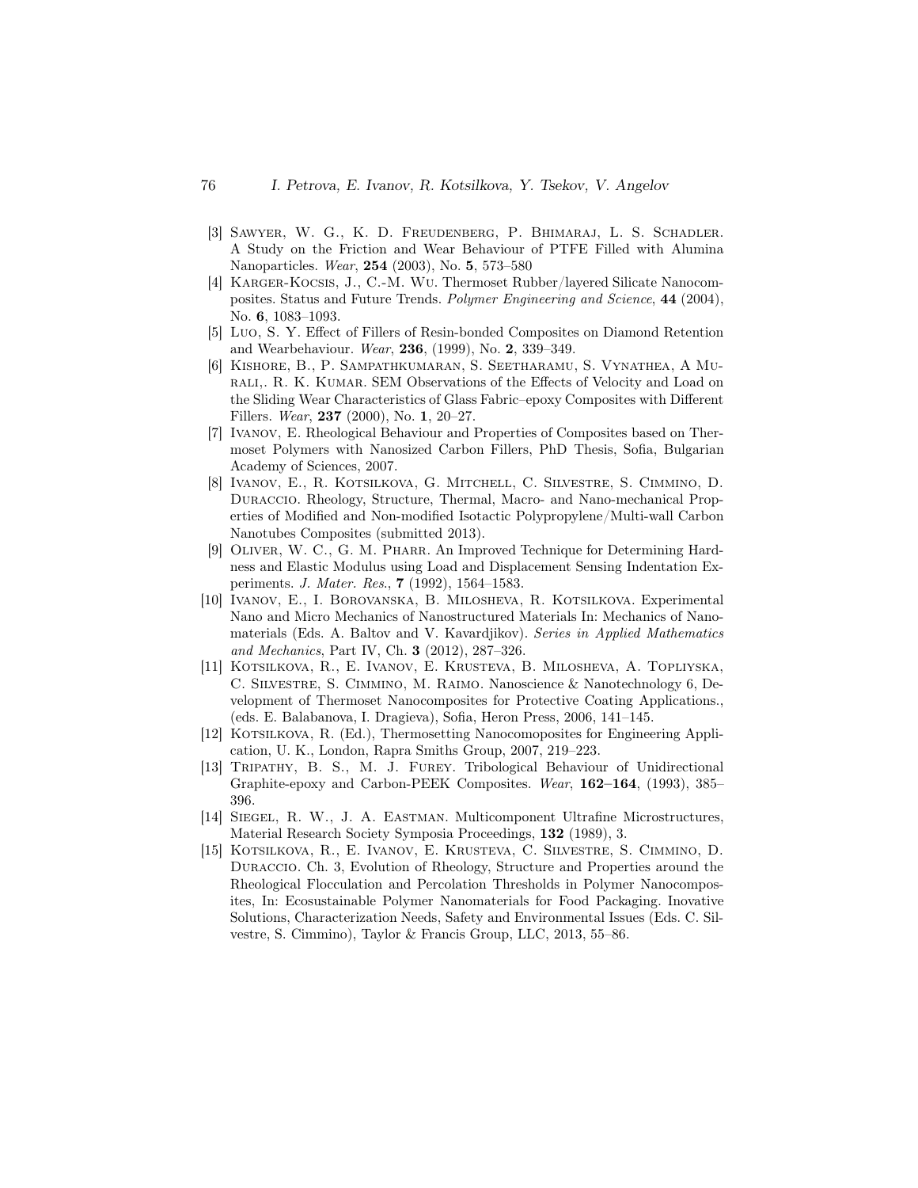[3] Sawyer, W. G., K. D. Freudenberg, P. Bhimaraj, L. S. Schadler. A Study on the Friction and Wear Behaviour of PTFE Filled with Alumina Nanoparticles. *Wear*, **254** (2003), No. **5**, 573–580

[4] Karger-Kocsis, J., C.-M. Wu. Thermoset Rubber/layered Silicate Nanocomposites. Status and Future Trends. *Polymer Engineering and Science*, **44** (2004), No. **6**, 1083–1093.

[5] Luo, S. Y. Effect of Fillers of Resin-bonded Composites on Diamond Retention and Wearbehaviour. *Wear*, **236**, (1999), No. **2**, 339–349.

[6] Kishore, B., P. Sampathkumaran, S. Seetharamu, S. Vynathea, A Murali,. R. K. Kumar. SEM Observations of the Effects of Velocity and Load on the Sliding Wear Characteristics of Glass Fabric–epoxy Composites with Different Fillers. *Wear*, **237** (2000), No. **1**, 20–27.

[7] Ivanov, E. Rheological Behaviour and Properties of Composites based on Thermoset Polymers with Nanosized Carbon Fillers, PhD Thesis, Sofia, Bulgarian Academy of Sciences, 2007.

[8] Ivanov, E., R. Kotsilkova, G. Mitchell, C. Silvestre, S. Cimmino, D. Duraccio. Rheology, Structure, Thermal, Macro- and Nano-mechanical Properties of Modified and Non-modified Isotactic Polypropylene/Multi-wall Carbon Nanotubes Composites (submitted 2013).

[9] Oliver, W. C., G. M. Pharr. An Improved Technique for Determining Hardness and Elastic Modulus using Load and Displacement Sensing Indentation Experiments. *J. Mater. Res.*, **7** (1992), 1564–1583.

[10] Ivanov, E., I. Borovanska, B. Milosheva, R. Kotsilkova. Experimental Nano and Micro Mechanics of Nanostructured Materials In: Mechanics of Nanomaterials (Eds. A. Baltov and V. Kavardjikov). *Series in Applied Mathematics and Mechanics*, Part IV, Ch. **3** (2012), 287–326.

[11] Kotsilkova, R., E. Ivanov, E. Krusteva, B. Milosheva, A. Topliyska, C. Silvestre, S. Cimmino, M. Raimo. Nanoscience & Nanotechnology 6, Development of Thermoset Nanocomposites for Protective Coating Applications., (eds. E. Balabanova, I. Dragieva), Sofia, Heron Press, 2006, 141–145.

[12] Kotsilkova, R. (Ed.), Thermosetting Nanocomoposites for Engineering Application, U. K., London, Rapra Smiths Group, 2007, 219–223.

[13] Tripathy, B. S., M. J. Furey. Tribological Behaviour of Unidirectional Graphite-epoxy and Carbon-PEEK Composites. *Wear*, **162–164**, (1993), 385–396.

[14] Siegel, R. W., J. A. Eastman. Multicomponent Ultrafine Microstructures, Material Research Society Symposia Proceedings, **132** (1989), 3.

[15] Kotsilkova, R., E. Ivanov, E. Krusteva, C. Silvestre, S. Cimmino, D. Duraccio. Ch. 3, Evolution of Rheology, Structure and Properties around the Rheological Flocculation and Percolation Thresholds in Polymer Nanocomposites, In: Ecosustainable Polymer Nanomaterials for Food Packaging. Inovative Solutions, Characterization Needs, Safety and Environmental Issues (Eds. C. Silvestre, S. Cimmino), Taylor & Francis Group, LLC, 2013, 55–86.